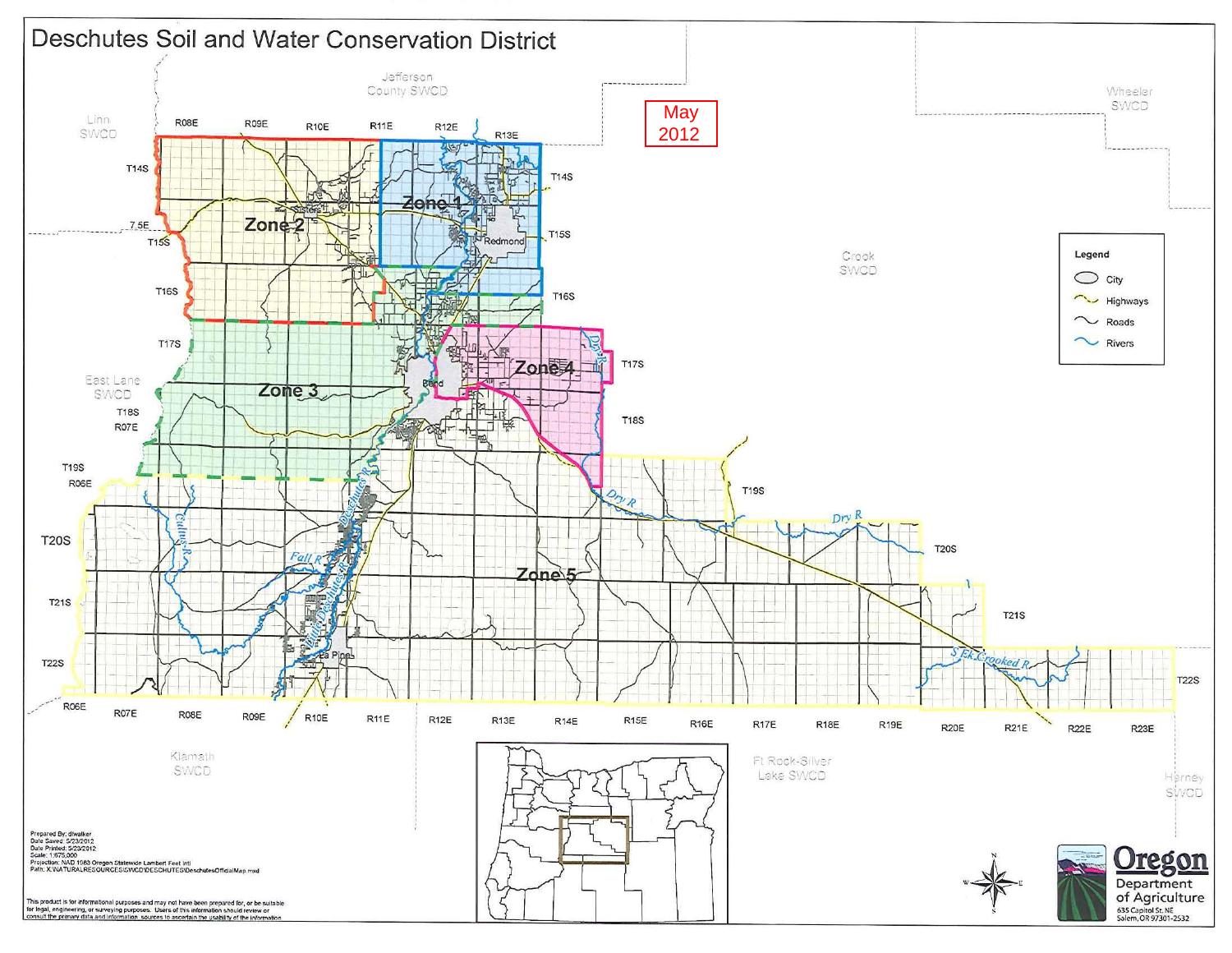# Deschutes Soil and Water Conservation District

May 2012

Legend

- City
- Highways
- Roads
- Rivers

Zone 1

Zone 2

Zone 3

Zone 4

Zone 5

Prepared By: dlwalker
Date Saved: 5/23/2012
Date Printed: 5/23/2012
Scale: 1:675,000
Projection: NAD 1983 Oregon Statewide Lambert Feet Intl
Path: X:\NATURALRESOURCES\SWCD\DESCHUTES\DeschutesOfficialMap.mxd

This product is for informational purposes and may not have been prepared for, or be suitable for legal, engineering, or surveying purposes. Users of this information should review or consult the primary data and information sources to ascertain the usability of the information.

Oregon Department of Agriculture
635 Capitol St. NE
Salem, OR 97301-2532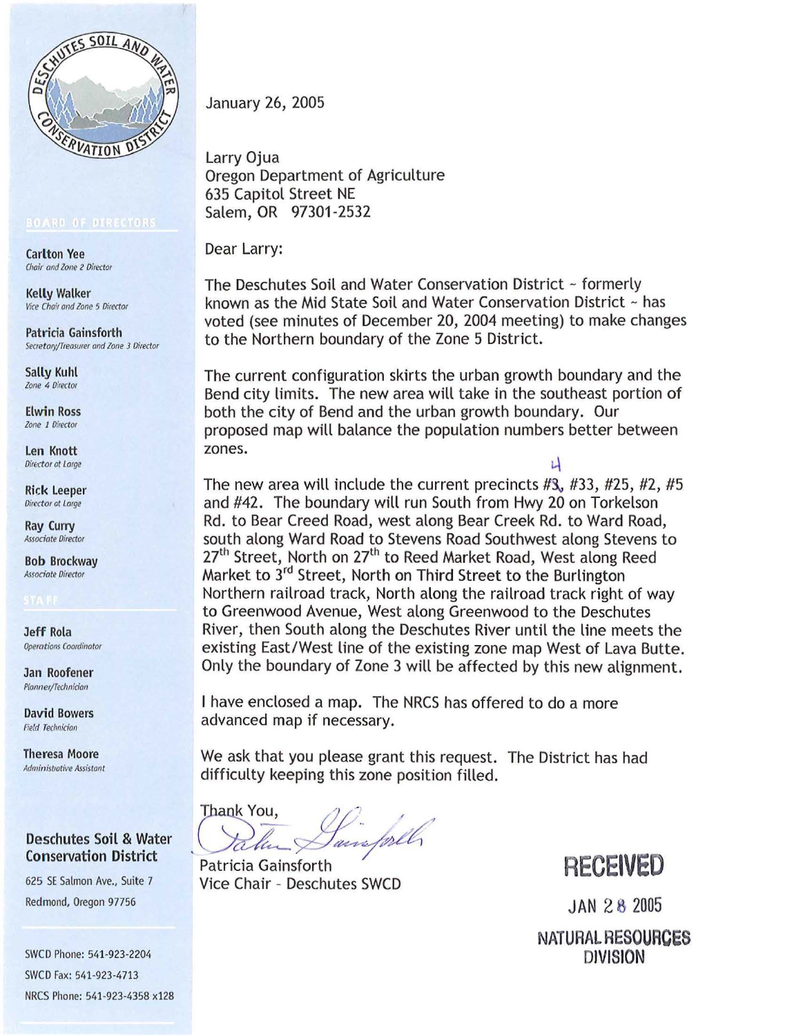January 26, 2005

Larry Ojua
Oregon Department of Agriculture
635 Capitol Street NE
Salem, OR 97301-2532

Dear Larry:

The Deschutes Soil and Water Conservation District ~ formerly known as the Mid State Soil and Water Conservation District ~ has voted (see minutes of December 20, 2004 meeting) to make changes to the Northern boundary of the Zone 5 District.

The current configuration skirts the urban growth boundary and the Bend city limits. The new area will take in the southeast portion of both the city of Bend and the urban growth boundary. Our proposed map will balance the population numbers better between zones.

The new area will include the current precincts #3 (handwritten correction: 4), #33, #25, #2, #5 and #42. The boundary will run South from Hwy 20 on Torkelson Rd. to Bear Creed Road, west along Bear Creek Rd. to Ward Road, south along Ward Road to Stevens Road Southwest along Stevens to 27th Street, North on 27th to Reed Market Road, West along Reed Market to 3rd Street, North on Third Street to the Burlington Northern railroad track, North along the railroad track right of way to Greenwood Avenue, West along Greenwood to the Deschutes River, then South along the Deschutes River until the line meets the existing East/West line of the existing zone map West of Lava Butte. Only the boundary of Zone 3 will be affected by this new alignment.

I have enclosed a map. The NRCS has offered to do a more advanced map if necessary.

We ask that you please grant this request. The District has had difficulty keeping this zone position filled.

Thank You,

Patricia Gainsforth
Vice Chair - Deschutes SWCD

RECEIVED
JAN 28 2005
NATURAL RESOURCES DIVISION

---

BOARD OF DIRECTORS

**Carlton Yee**
*Chair and Zone 2 Director*

**Kelly Walker**
*Vice Chair and Zone 5 Director*

**Patricia Gainsforth**
*Secretary/Treasurer and Zone 3 Director*

**Sally Kuhl**
*Zone 4 Director*

**Elwin Ross**
*Zone 1 Director*

**Len Knott**
*Director at Large*

**Rick Leeper**
*Director at Large*

**Ray Curry**
*Associate Director*

**Bob Brockway**
*Associate Director*

STAFF

**Jeff Rola**
*Operations Coordinator*

**Jan Roofener**
*Planner/Technician*

**David Bowers**
*Field Technician*

**Theresa Moore**
*Administrative Assistant*

**Deschutes Soil & Water Conservation District**
625 SE Salmon Ave., Suite 7
Redmond, Oregon 97756

SWCD Phone: 541-923-2204
SWCD Fax: 541-923-4713
NRCS Phone: 541-923-4358 x128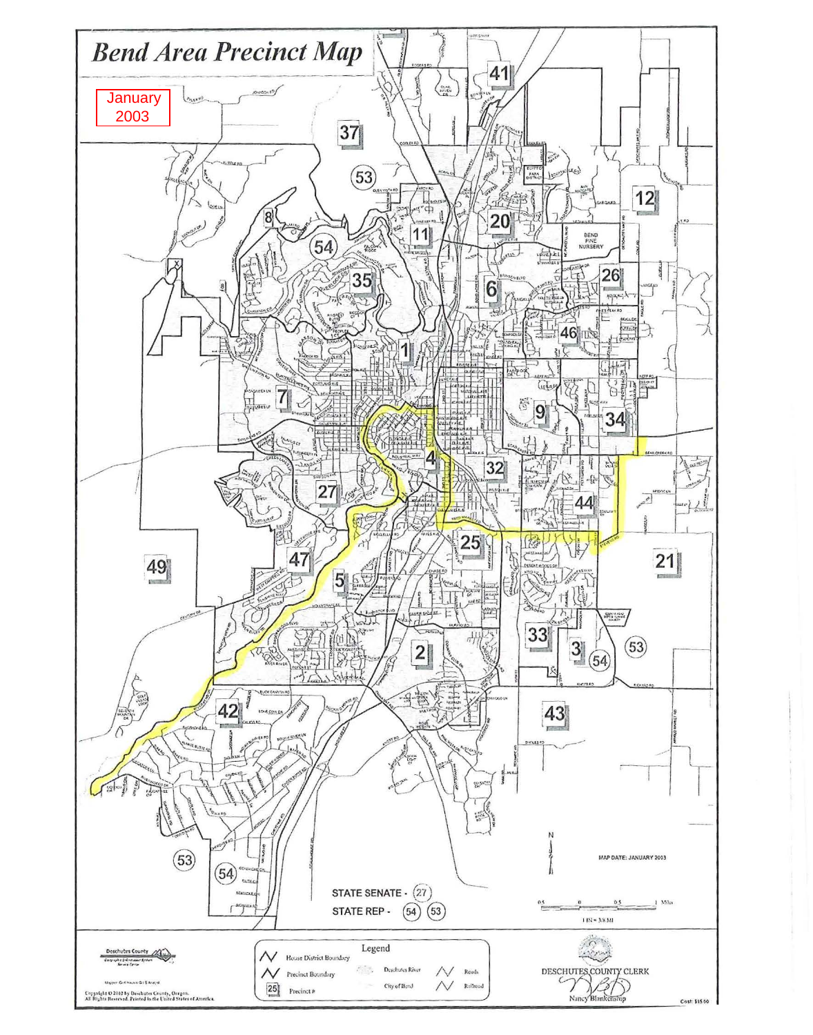# Bend Area Precinct Map

January 2003

37

41

53

12

8

20

11

54

26

35

6

46

1

7

9

34

4

32

27

44

25

21

49

47

5

33

2

3

53

54

42

43

MAP DATE: JANUARY 2003

53

54

STATE SENATE - (27)

STATE REP - (54) (53)

Legend

House District Boundary

Precinct Boundary

25 Precinct #

Deschutes River

City of Bend

Roads

Railroad

Deschutes County

Copyright © 2002 by Deschutes County, Oregon. All Rights Reserved. Printed in the United States of America.

DESCHUTES COUNTY CLERK

Nancy Blankenship

Cost: $15.00